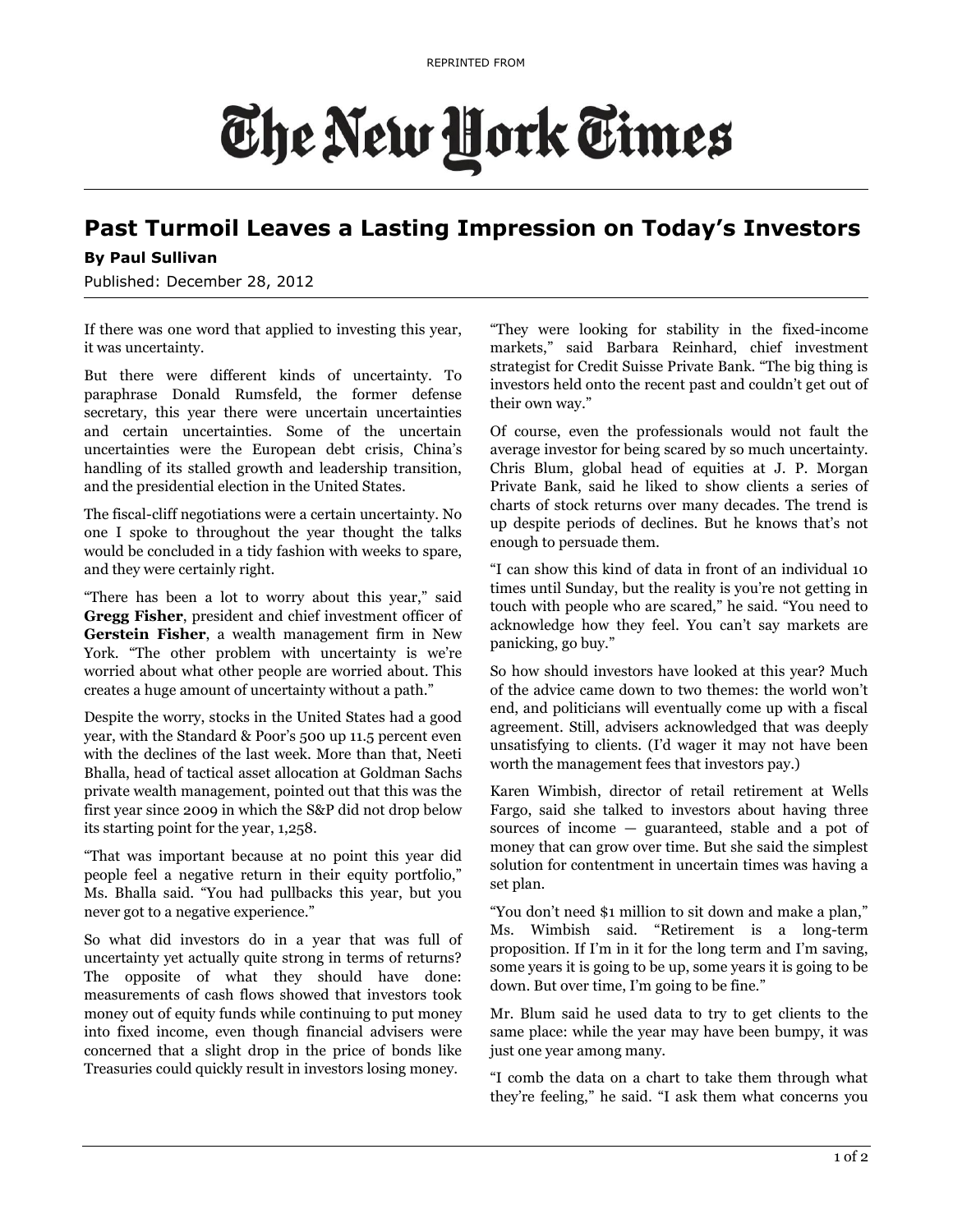REPRINTED FROM

# The New York Times

## Past Turmoil Leaves a Lasting Impression on Today's Investors

**By Paul Sullivan**

Published: December 28, 2012

If there was one word that applied to investing this year, it was uncertainty.

But there were different kinds of uncertainty. To paraphrase Donald Rumsfeld, the former defense secretary, this year there were uncertain uncertainties and certain uncertainties. Some of the uncertain uncertainties were the European debt crisis, China's handling of its stalled growth and leadership transition, and the presidential election in the United States.

The fiscal-cliff negotiations were a certain uncertainty. No one I spoke to throughout the year thought the talks would be concluded in a tidy fashion with weeks to spare, and they were certainly right.

"There has been a lot to worry about this year," said **Gregg Fisher**, president and chief investment officer of **Gerstein Fisher**, a wealth management firm in New York. "The other problem with uncertainty is we're worried about what other people are worried about. This creates a huge amount of uncertainty without a path."

Despite the worry, stocks in the United States had a good year, with the Standard & Poor's 500 up 11.5 percent even with the declines of the last week. More than that, Neeti Bhalla, head of tactical asset allocation at Goldman Sachs private wealth management, pointed out that this was the first year since 2009 in which the S&P did not drop below its starting point for the year, 1,258.

"That was important because at no point this year did people feel a negative return in their equity portfolio," Ms. Bhalla said. "You had pullbacks this year, but you never got to a negative experience."

So what did investors do in a year that was full of uncertainty yet actually quite strong in terms of returns? The opposite of what they should have done: measurements of cash flows showed that investors took money out of equity funds while continuing to put money into fixed income, even though financial advisers were concerned that a slight drop in the price of bonds like Treasuries could quickly result in investors losing money.

"They were looking for stability in the fixed-income markets," said Barbara Reinhard, chief investment strategist for Credit Suisse Private Bank. "The big thing is investors held onto the recent past and couldn't get out of their own way."

Of course, even the professionals would not fault the average investor for being scared by so much uncertainty. Chris Blum, global head of equities at J. P. Morgan Private Bank, said he liked to show clients a series of charts of stock returns over many decades. The trend is up despite periods of declines. But he knows that's not enough to persuade them.

"I can show this kind of data in front of an individual 10 times until Sunday, but the reality is you're not getting in touch with people who are scared," he said. "You need to acknowledge how they feel. You can't say markets are panicking, go buy."

So how should investors have looked at this year? Much of the advice came down to two themes: the world won't end, and politicians will eventually come up with a fiscal agreement. Still, advisers acknowledged that was deeply unsatisfying to clients. (I'd wager it may not have been worth the management fees that investors pay.)

Karen Wimbish, director of retail retirement at Wells Fargo, said she talked to investors about having three sources of income — guaranteed, stable and a pot of money that can grow over time. But she said the simplest solution for contentment in uncertain times was having a set plan.

"You don't need $1 million to sit down and make a plan," Ms. Wimbish said. "Retirement is a long-term proposition. If I'm in it for the long term and I'm saving, some years it is going to be up, some years it is going to be down. But over time, I'm going to be fine."

Mr. Blum said he used data to try to get clients to the same place: while the year may have been bumpy, it was just one year among many.

"I comb the data on a chart to take them through what they're feeling," he said. "I ask them what concerns you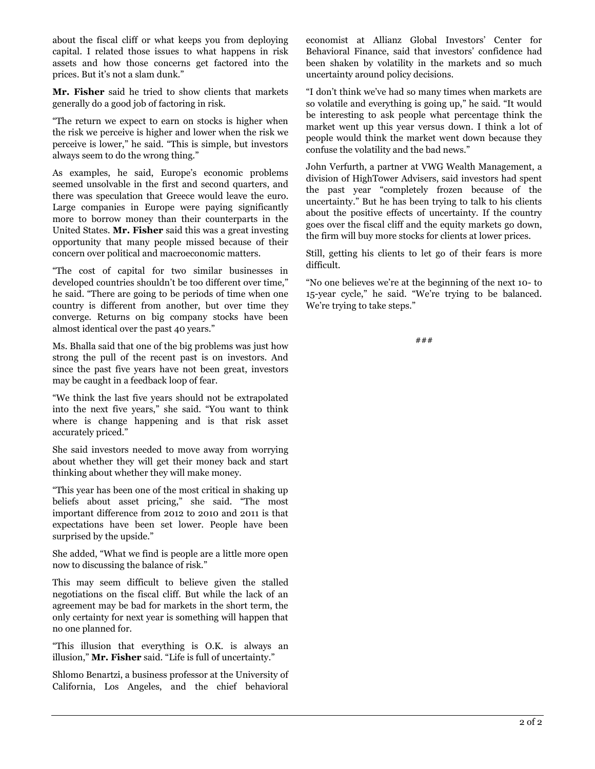about the fiscal cliff or what keeps you from deploying capital. I related those issues to what happens in risk assets and how those concerns get factored into the prices. But it's not a slam dunk."

**Mr. Fisher** said he tried to show clients that markets generally do a good job of factoring in risk.

"The return we expect to earn on stocks is higher when the risk we perceive is higher and lower when the risk we perceive is lower," he said. "This is simple, but investors always seem to do the wrong thing."

As examples, he said, Europe's economic problems seemed unsolvable in the first and second quarters, and there was speculation that Greece would leave the euro. Large companies in Europe were paying significantly more to borrow money than their counterparts in the United States. **Mr. Fisher** said this was a great investing opportunity that many people missed because of their concern over political and macroeconomic matters.

"The cost of capital for two similar businesses in developed countries shouldn't be too different over time," he said. "There are going to be periods of time when one country is different from another, but over time they converge. Returns on big company stocks have been almost identical over the past 40 years."

Ms. Bhalla said that one of the big problems was just how strong the pull of the recent past is on investors. And since the past five years have not been great, investors may be caught in a feedback loop of fear.

"We think the last five years should not be extrapolated into the next five years," she said. "You want to think where is change happening and is that risk asset accurately priced."

She said investors needed to move away from worrying about whether they will get their money back and start thinking about whether they will make money.

"This year has been one of the most critical in shaking up beliefs about asset pricing," she said. "The most important difference from 2012 to 2010 and 2011 is that expectations have been set lower. People have been surprised by the upside."

She added, "What we find is people are a little more open now to discussing the balance of risk."

This may seem difficult to believe given the stalled negotiations on the fiscal cliff. But while the lack of an agreement may be bad for markets in the short term, the only certainty for next year is something will happen that no one planned for.

"This illusion that everything is O.K. is always an illusion," **Mr. Fisher** said. "Life is full of uncertainty."

Shlomo Benartzi, a business professor at the University of California, Los Angeles, and the chief behavioral economist at Allianz Global Investors' Center for Behavioral Finance, said that investors' confidence had been shaken by volatility in the markets and so much uncertainty around policy decisions.

"I don't think we've had so many times when markets are so volatile and everything is going up," he said. "It would be interesting to ask people what percentage think the market went up this year versus down. I think a lot of people would think the market went down because they confuse the volatility and the bad news."

John Verfurth, a partner at VWG Wealth Management, a division of HighTower Advisers, said investors had spent the past year "completely frozen because of the uncertainty." But he has been trying to talk to his clients about the positive effects of uncertainty. If the country goes over the fiscal cliff and the equity markets go down, the firm will buy more stocks for clients at lower prices.

Still, getting his clients to let go of their fears is more difficult.

"No one believes we're at the beginning of the next 10- to 15-year cycle," he said. "We're trying to be balanced. We're trying to take steps."

###